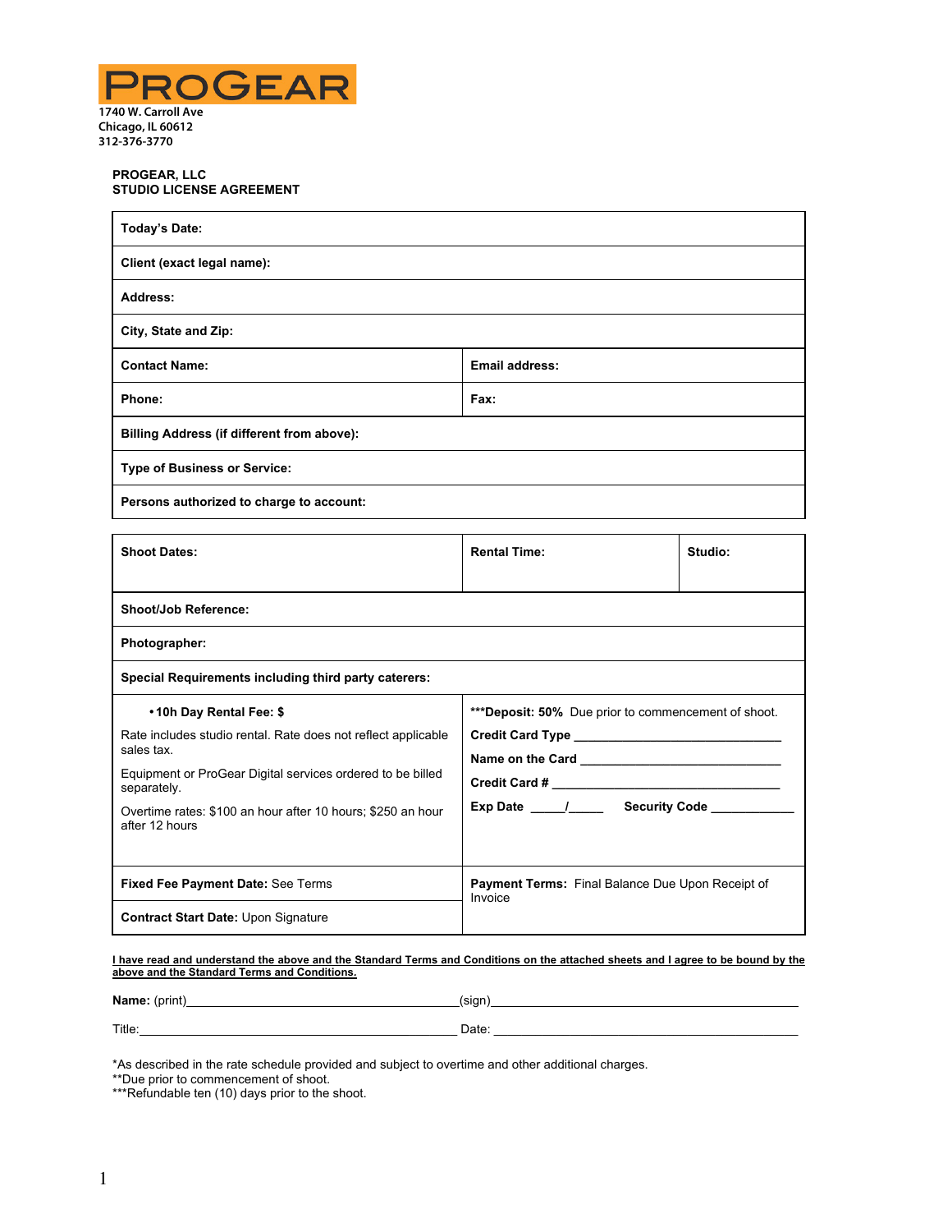**PROGEAR**

1740 W. Carroll Ave
Chicago, IL 60612
312-376-3770

**PROGEAR, LLC**
**STUDIO LICENSE AGREEMENT**

| | |
|---|---|
| **Today's Date:** | |
| **Client (exact legal name):** | |
| **Address:** | |
| **City, State and Zip:** | |
| **Contact Name:** | **Email address:** |
| **Phone:** | **Fax:** |
| **Billing Address (if different from above):** | |
| **Type of Business or Service:** | |
| **Persons authorized to charge to account:** | |

| | | |
|---|---|---|
| **Shoot Dates:** | **Rental Time:** | **Studio:** |
| **Shoot/Job Reference:** | | |
| **Photographer:** | | |
| **Special Requirements including third party caterers:** | | |

| | |
|---|---|
| • **10h Day Rental Fee: $**<br><br>Rate includes studio rental. Rate does not reflect applicable sales tax.<br><br>Equipment or ProGear Digital services ordered to be billed separately.<br><br>Overtime rates: $100 an hour after 10 hours; $250 an hour after 12 hours | **\*\*\*Deposit: 50%** Due prior to commencement of shoot.<br><br>**Credit Card Type** ______________________________<br><br>**Name on the Card** ______________________________<br><br>**Credit Card #** ______________________________<br><br>**Exp Date** _____/_____ **Security Code** ____________ |
| **Fixed Fee Payment Date:** See Terms | **Payment Terms:** Final Balance Due Upon Receipt of Invoice |
| **Contract Start Date:** Upon Signature | |

**I have read and understand the above and the Standard Terms and Conditions on the attached sheets and I agree to be bound by the above and the Standard Terms and Conditions.**

**Name:** (print)______________________________________(sign)______________________________________

Title:______________________________________ Date: ______________________________________

*As described in the rate schedule provided and subject to overtime and other additional charges.
**Due prior to commencement of shoot.
***Refundable ten (10) days prior to the shoot.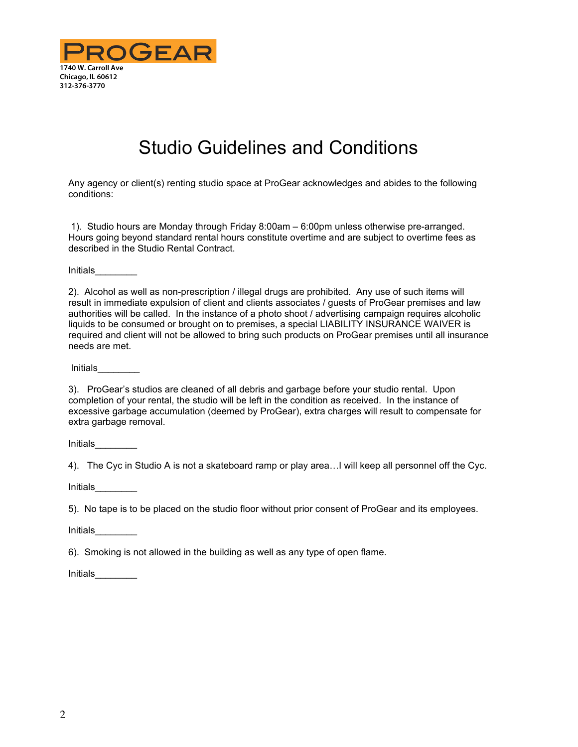**ProGear**
1740 W. Carroll Ave
Chicago, IL 60612
312-376-3770

# Studio Guidelines and Conditions

Any agency or client(s) renting studio space at ProGear acknowledges and abides to the following conditions:

1). Studio hours are Monday through Friday 8:00am – 6:00pm unless otherwise pre-arranged. Hours going beyond standard rental hours constitute overtime and are subject to overtime fees as described in the Studio Rental Contract.

Initials________

2). Alcohol as well as non-prescription / illegal drugs are prohibited. Any use of such items will result in immediate expulsion of client and clients associates / guests of ProGear premises and law authorities will be called. In the instance of a photo shoot / advertising campaign requires alcoholic liquids to be consumed or brought on to premises, a special LIABILITY INSURANCE WAIVER is required and client will not be allowed to bring such products on ProGear premises until all insurance needs are met.

Initials________

3). ProGear's studios are cleaned of all debris and garbage before your studio rental. Upon completion of your rental, the studio will be left in the condition as received. In the instance of excessive garbage accumulation (deemed by ProGear), extra charges will result to compensate for extra garbage removal.

Initials________

4). The Cyc in Studio A is not a skateboard ramp or play area…I will keep all personnel off the Cyc.

Initials________

5). No tape is to be placed on the studio floor without prior consent of ProGear and its employees.

Initials________

6). Smoking is not allowed in the building as well as any type of open flame.

Initials________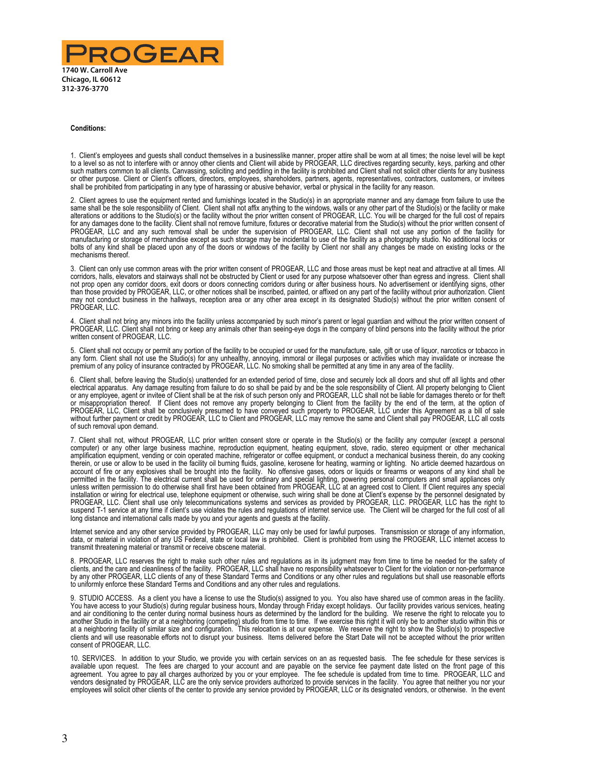**PROGEAR**

**1740 W. Carroll Ave**
**Chicago, IL 60612**
**312-376-3770**

**Conditions:**

1. Client's employees and guests shall conduct themselves in a businesslike manner, proper attire shall be worn at all times; the noise level will be kept to a level so as not to interfere with or annoy other clients and Client will abide by PROGEAR, LLC directives regarding security, keys, parking and other such matters common to all clients. Canvassing, soliciting and peddling in the facility is prohibited and Client shall not solicit other clients for any business or other purpose. Client or Client's officers, directors, employees, shareholders, partners, agents, representatives, contractors, customers, or invitees shall be prohibited from participating in any type of harassing or abusive behavior, verbal or physical in the facility for any reason.

2. Client agrees to use the equipment rented and furnishings located in the Studio(s) in an appropriate manner and any damage from failure to use the same shall be the sole responsibility of Client. Client shall not affix anything to the windows, walls or any other part of the Studio(s) or the facility or make alterations or additions to the Studio(s) or the facility without the prior written consent of PROGEAR, LLC. You will be charged for the full cost of repairs for any damages done to the facility. Client shall not remove furniture, fixtures or decorative material from the Studio(s) without the prior written consent of PROGEAR, LLC and any such removal shall be under the supervision of PROGEAR, LLC. Client shall not use any portion of the facility for manufacturing or storage of merchandise except as such storage may be incidental to use of the facility as a photography studio. No additional locks or bolts of any kind shall be placed upon any of the doors or windows of the facility by Client nor shall any changes be made on existing locks or the mechanisms thereof.

3. Client can only use common areas with the prior written consent of PROGEAR, LLC and those areas must be kept neat and attractive at all times. All corridors, halls, elevators and stairways shall not be obstructed by Client or used for any purpose whatsoever other than egress and ingress. Client shall not prop open any corridor doors, exit doors or doors connecting corridors during or after business hours. No advertisement or identifying signs, other than those provided by PROGEAR, LLC, or other notices shall be inscribed, painted, or affixed on any part of the facility without prior authorization. Client may not conduct business in the hallways, reception area or any other area except in its designated Studio(s) without the prior written consent of PROGEAR, LLC.

4. Client shall not bring any minors into the facility unless accompanied by such minor's parent or legal guardian and without the prior written consent of PROGEAR, LLC. Client shall not bring or keep any animals other than seeing-eye dogs in the company of blind persons into the facility without the prior written consent of PROGEAR, LLC.

5. Client shall not occupy or permit any portion of the facility to be occupied or used for the manufacture, sale, gift or use of liquor, narcotics or tobacco in any form. Client shall not use the Studio(s) for any unhealthy, annoying, immoral or illegal purposes or activities which may invalidate or increase the premium of any policy of insurance contracted by PROGEAR, LLC. No smoking shall be permitted at any time in any area of the facility.

6. Client shall, before leaving the Studio(s) unattended for an extended period of time, close and securely lock all doors and shut off all lights and other electrical apparatus. Any damage resulting from failure to do so shall be paid by and be the sole responsibility of Client. All property belonging to Client or any employee, agent or invitee of Client shall be at the risk of such person only and PROGEAR, LLC shall not be liable for damages thereto or for theft or misappropriation thereof. If Client does not remove any property belonging to Client from the facility by the end of the term, at the option of PROGEAR, LLC, Client shall be conclusively presumed to have conveyed such property to PROGEAR, LLC under this Agreement as a bill of sale without further payment or credit by PROGEAR, LLC to Client and PROGEAR, LLC may remove the same and Client shall pay PROGEAR, LLC all costs of such removal upon demand.

7. Client shall not, without PROGEAR, LLC prior written consent store or operate in the Studio(s) or the facility any computer (except a personal computer) or any other large business machine, reproduction equipment, heating equipment, stove, radio, stereo equipment or other mechanical amplification equipment, vending or coin operated machine, refrigerator or coffee equipment, or conduct a mechanical business therein, do any cooking therein, or use or allow to be used in the facility oil burning fluids, gasoline, kerosene for heating, warming or lighting. No article deemed hazardous on account of fire or any explosives shall be brought into the facility. No offensive gases, odors or liquids or firearms or weapons of any kind shall be permitted in the facility. The electrical current shall be used for ordinary and special lighting, powering personal computers and small appliances only unless written permission to do otherwise shall first have been obtained from PROGEAR, LLC at an agreed cost to Client. If Client requires any special installation or wiring for electrical use, telephone equipment or otherwise, such wiring shall be done at Client's expense by the personnel designated by PROGEAR, LLC. Client shall use only telecommunications systems and services as provided by PROGEAR, LLC. PROGEAR, LLC has the right to suspend T-1 service at any time if client's use violates the rules and regulations of internet service use. The Client will be charged for the full cost of all long distance and international calls made by you and your agents and guests at the facility.

Internet service and any other service provided by PROGEAR, LLC may only be used for lawful purposes. Transmission or storage of any information, data, or material in violation of any US Federal, state or local law is prohibited. Client is prohibited from using the PROGEAR, LLC internet access to transmit threatening material or transmit or receive obscene material.

8. PROGEAR, LLC reserves the right to make such other rules and regulations as in its judgment may from time to time be needed for the safety of clients, and the care and cleanliness of the facility. PROGEAR, LLC shall have no responsibility whatsoever to Client for the violation or non-performance by any other PROGEAR, LLC clients of any of these Standard Terms and Conditions or any other rules and regulations but shall use reasonable efforts to uniformly enforce these Standard Terms and Conditions and any other rules and regulations.

9. STUDIO ACCESS. As a client you have a license to use the Studio(s) assigned to you. You also have shared use of common areas in the facility. You have access to your Studio(s) during regular business hours, Monday through Friday except holidays. Our facility provides various services, heating and air conditioning to the center during normal business hours as determined by the landlord for the building. We reserve the right to relocate you to another Studio in the facility or at a neighboring (competing) studio from time to time. If we exercise this right it will only be to another studio within this or at a neighboring facility of similar size and configuration. This relocation is at our expense. We reserve the right to show the Studio(s) to prospective clients and will use reasonable efforts not to disrupt your business. Items delivered before the Start Date will not be accepted without the prior written consent of PROGEAR, LLC.

10. SERVICES. In addition to your Studio, we provide you with certain services on an as requested basis. The fee schedule for these services is available upon request. The fees are charged to your account and are payable on the service fee payment date listed on the front page of this agreement. You agree to pay all charges authorized by you or your employee. The fee schedule is updated from time to time. PROGEAR, LLC and vendors designated by PROGEAR, LLC are the only service providers authorized to provide services in the facility. You agree that neither you nor your employees will solicit other clients of the center to provide any service provided by PROGEAR, LLC or its designated vendors, or otherwise. In the event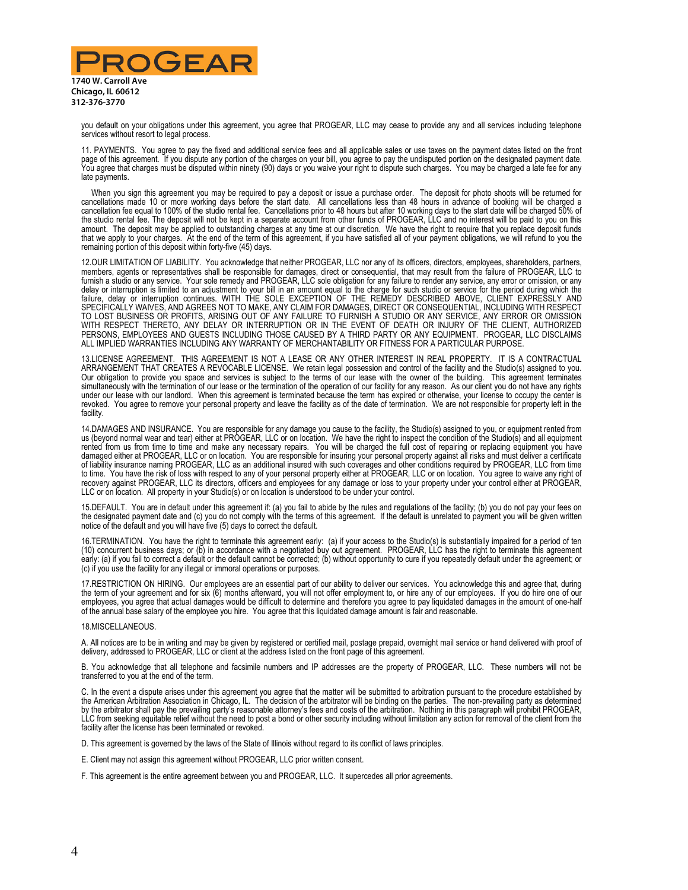**PROGEAR**
**1740 W. Carroll Ave**
**Chicago, IL 60612**
**312-376-3770**

you default on your obligations under this agreement, you agree that PROGEAR, LLC may cease to provide any and all services including telephone services without resort to legal process.

11. PAYMENTS. You agree to pay the fixed and additional service fees and all applicable sales or use taxes on the payment dates listed on the front page of this agreement. If you dispute any portion of the charges on your bill, you agree to pay the undisputed portion on the designated payment date. You agree that charges must be disputed within ninety (90) days or you waive your right to dispute such charges. You may be charged a late fee for any late payments.

When you sign this agreement you may be required to pay a deposit or issue a purchase order. The deposit for photo shoots will be returned for cancellations made 10 or more working days before the start date. All cancellations less than 48 hours in advance of booking will be charged a cancellation fee equal to 100% of the studio rental fee. Cancellations prior to 48 hours but after 10 working days to the start date will be charged 50% of the studio rental fee. The deposit will not be kept in a separate account from other funds of PROGEAR, LLC and no interest will be paid to you on this amount. The deposit may be applied to outstanding charges at any time at our discretion. We have the right to require that you replace deposit funds that we apply to your charges. At the end of the term of this agreement, if you have satisfied all of your payment obligations, we will refund to you the remaining portion of this deposit within forty-five (45) days.

12.OUR LIMITATION OF LIABILITY. You acknowledge that neither PROGEAR, LLC nor any of its officers, directors, employees, shareholders, partners, members, agents or representatives shall be responsible for damages, direct or consequential, that may result from the failure of PROGEAR, LLC to furnish a studio or any service. Your sole remedy and PROGEAR, LLC sole obligation for any failure to render any service, any error or omission, or any delay or interruption is limited to an adjustment to your bill in an amount equal to the charge for such studio or service for the period during which the failure, delay or interruption continues. WITH THE SOLE EXCEPTION OF THE REMEDY DESCRIBED ABOVE, CLIENT EXPRESSLY AND SPECIFICALLY WAIVES, AND AGREES NOT TO MAKE, ANY CLAIM FOR DAMAGES, DIRECT OR CONSEQUENTIAL, INCLUDING WITH RESPECT TO LOST BUSINESS OR PROFITS, ARISING OUT OF ANY FAILURE TO FURNISH A STUDIO OR ANY SERVICE, ANY ERROR OR OMISSION WITH RESPECT THERETO, ANY DELAY OR INTERRUPTION OR IN THE EVENT OF DEATH OR INJURY OF THE CLIENT, AUTHORIZED PERSONS, EMPLOYEES AND GUESTS INCLUDING THOSE CAUSED BY A THIRD PARTY OR ANY EQUIPMENT. PROGEAR, LLC DISCLAIMS ALL IMPLIED WARRANTIES INCLUDING ANY WARRANTY OF MERCHANTABILITY OR FITNESS FOR A PARTICULAR PURPOSE.

13.LICENSE AGREEMENT. THIS AGREEMENT IS NOT A LEASE OR ANY OTHER INTEREST IN REAL PROPERTY. IT IS A CONTRACTUAL ARRANGEMENT THAT CREATES A REVOCABLE LICENSE. We retain legal possession and control of the facility and the Studio(s) assigned to you. Our obligation to provide you space and services is subject to the terms of our lease with the owner of the building. This agreement terminates simultaneously with the termination of our lease or the termination of the operation of our facility for any reason. As our client you do not have any rights under our lease with our landlord. When this agreement is terminated because the term has expired or otherwise, your license to occupy the center is revoked. You agree to remove your personal property and leave the facility as of the date of termination. We are not responsible for property left in the facility.

14.DAMAGES AND INSURANCE. You are responsible for any damage you cause to the facility, the Studio(s) assigned to you, or equipment rented from us (beyond normal wear and tear) either at PROGEAR, LLC or on location. We have the right to inspect the condition of the Studio(s) and all equipment rented from us from time to time and make any necessary repairs. You will be charged the full cost of repairing or replacing equipment you have damaged either at PROGEAR, LLC or on location. You are responsible for insuring your personal property against all risks and must deliver a certificate of liability insurance naming PROGEAR, LLC as an additional insured with such coverages and other conditions required by PROGEAR, LLC from time to time. You have the risk of loss with respect to any of your personal property either at PROGEAR, LLC or on location. You agree to waive any right of recovery against PROGEAR, LLC its directors, officers and employees for any damage or loss to your property under your control either at PROGEAR, LLC or on location. All property in your Studio(s) or on location is understood to be under your control.

15.DEFAULT. You are in default under this agreement if: (a) you fail to abide by the rules and regulations of the facility; (b) you do not pay your fees on the designated payment date and (c) you do not comply with the terms of this agreement. If the default is unrelated to payment you will be given written notice of the default and you will have five (5) days to correct the default.

16.TERMINATION. You have the right to terminate this agreement early: (a) if your access to the Studio(s) is substantially impaired for a period of ten (10) concurrent business days; or (b) in accordance with a negotiated buy out agreement. PROGEAR, LLC has the right to terminate this agreement early: (a) if you fail to correct a default or the default cannot be corrected; (b) without opportunity to cure if you repeatedly default under the agreement; or (c) if you use the facility for any illegal or immoral operations or purposes.

17.RESTRICTION ON HIRING. Our employees are an essential part of our ability to deliver our services. You acknowledge this and agree that, during the term of your agreement and for six (6) months afterward, you will not offer employment to, or hire any of our employees. If you do hire one of our employees, you agree that actual damages would be difficult to determine and therefore you agree to pay liquidated damages in the amount of one-half of the annual base salary of the employee you hire. You agree that this liquidated damage amount is fair and reasonable.

18.MISCELLANEOUS.

A. All notices are to be in writing and may be given by registered or certified mail, postage prepaid, overnight mail service or hand delivered with proof of delivery, addressed to PROGEAR, LLC or client at the address listed on the front page of this agreement.

B. You acknowledge that all telephone and facsimile numbers and IP addresses are the property of PROGEAR, LLC. These numbers will not be transferred to you at the end of the term.

C. In the event a dispute arises under this agreement you agree that the matter will be submitted to arbitration pursuant to the procedure established by the American Arbitration Association in Chicago, IL. The decision of the arbitrator will be binding on the parties. The non-prevailing party as determined by the arbitrator shall pay the prevailing party's reasonable attorney's fees and costs of the arbitration. Nothing in this paragraph will prohibit PROGEAR, LLC from seeking equitable relief without the need to post a bond or other security including without limitation any action for removal of the client from the facility after the license has been terminated or revoked.

D. This agreement is governed by the laws of the State of Illinois without regard to its conflict of laws principles.

E. Client may not assign this agreement without PROGEAR, LLC prior written consent.

F. This agreement is the entire agreement between you and PROGEAR, LLC. It supercedes all prior agreements.